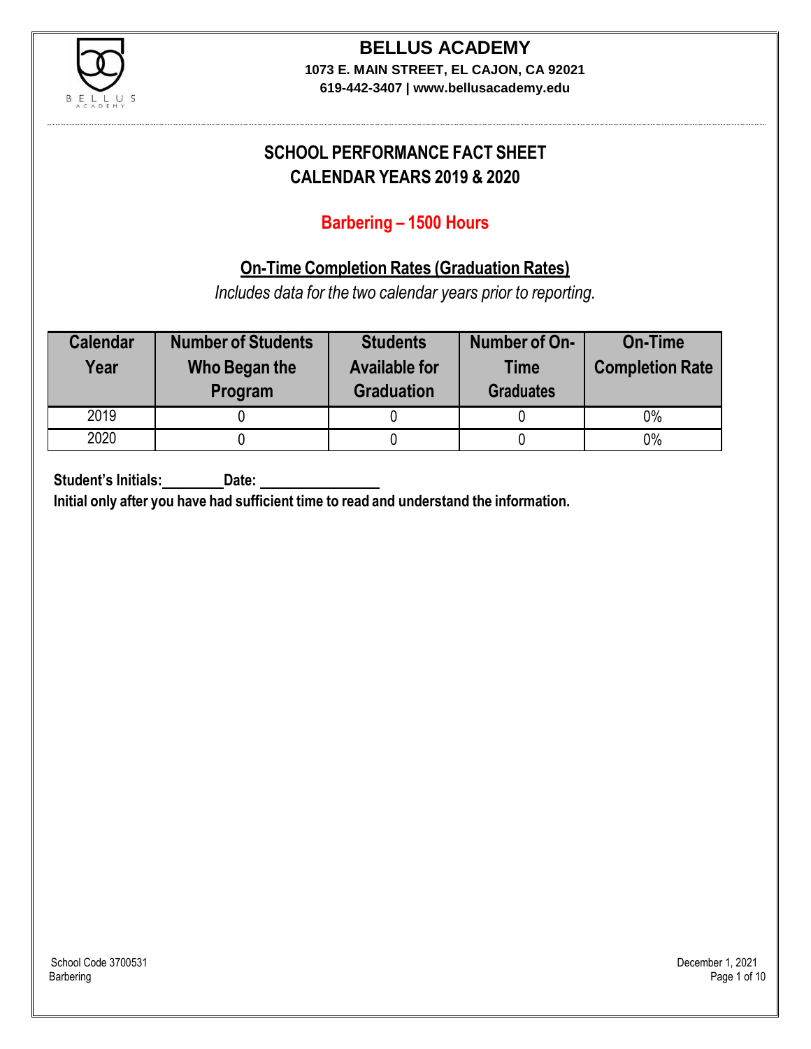# BELLUS ACADEMY

**1073 E. MAIN STREET, EL CAJON, CA 92021**
**619-442-3407 | www.bellusacademy.edu**

## SCHOOL PERFORMANCE FACT SHEET
## CALENDAR YEARS 2019 & 2020

### Barbering – 1500 Hours

### On-Time Completion Rates (Graduation Rates)

*Includes data for the two calendar years prior to reporting.*

| Calendar Year | Number of Students Who Began the Program | Students Available for Graduation | Number of On-Time Graduates | On-Time Completion Rate |
|---|---|---|---|---|
| 2019 | 0 | 0 | 0 | 0% |
| 2020 | 0 | 0 | 0 | 0% |

**Student's Initials:________ Date: ________________**

**Initial only after you have had sufficient time to read and understand the information.**

School Code 3700531
Barbering

December 1, 2021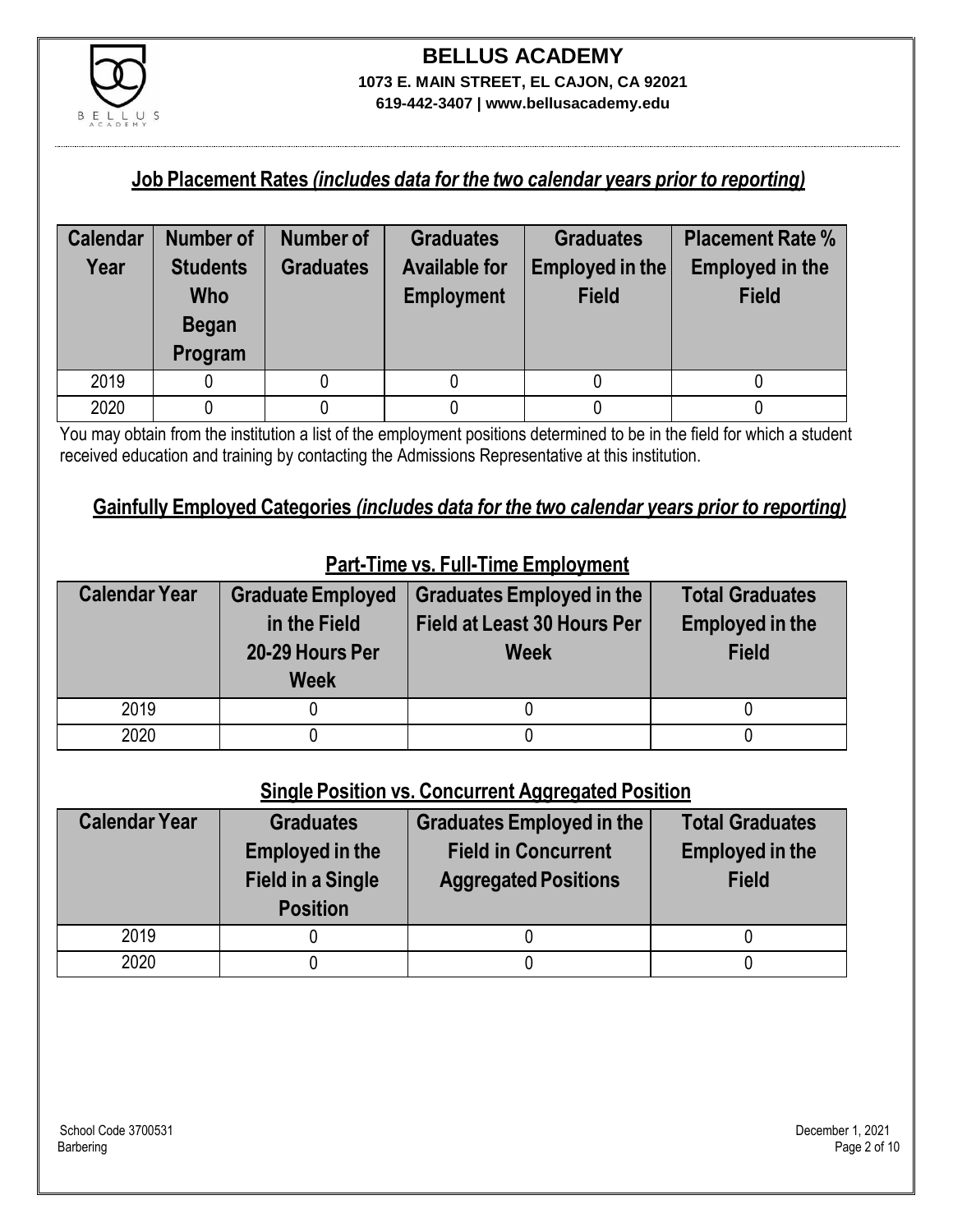# BELLUS ACADEMY

**1073 E. MAIN STREET, EL CAJON, CA 92021**
**619-442-3407 | www.bellusacademy.edu**

## Job Placement Rates *(includes data for the two calendar years prior to reporting)*

| Calendar Year | Number of Students Who Began Program | Number of Graduates | Graduates Available for Employment | Graduates Employed in the Field | Placement Rate % Employed in the Field |
|---|---|---|---|---|---|
| 2019 | 0 | 0 | 0 | 0 | 0 |
| 2020 | 0 | 0 | 0 | 0 | 0 |

You may obtain from the institution a list of the employment positions determined to be in the field for which a student received education and training by contacting the Admissions Representative at this institution.

## Gainfully Employed Categories *(includes data for the two calendar years prior to reporting)*

### Part-Time vs. Full-Time Employment

| Calendar Year | Graduate Employed in the Field 20-29 Hours Per Week | Graduates Employed in the Field at Least 30 Hours Per Week | Total Graduates Employed in the Field |
|---|---|---|---|
| 2019 | 0 | 0 | 0 |
| 2020 | 0 | 0 | 0 |

### Single Position vs. Concurrent Aggregated Position

| Calendar Year | Graduates Employed in the Field in a Single Position | Graduates Employed in the Field in Concurrent Aggregated Positions | Total Graduates Employed in the Field |
|---|---|---|---|
| 2019 | 0 | 0 | 0 |
| 2020 | 0 | 0 | 0 |

School Code 3700531
Barbering

December 1, 2021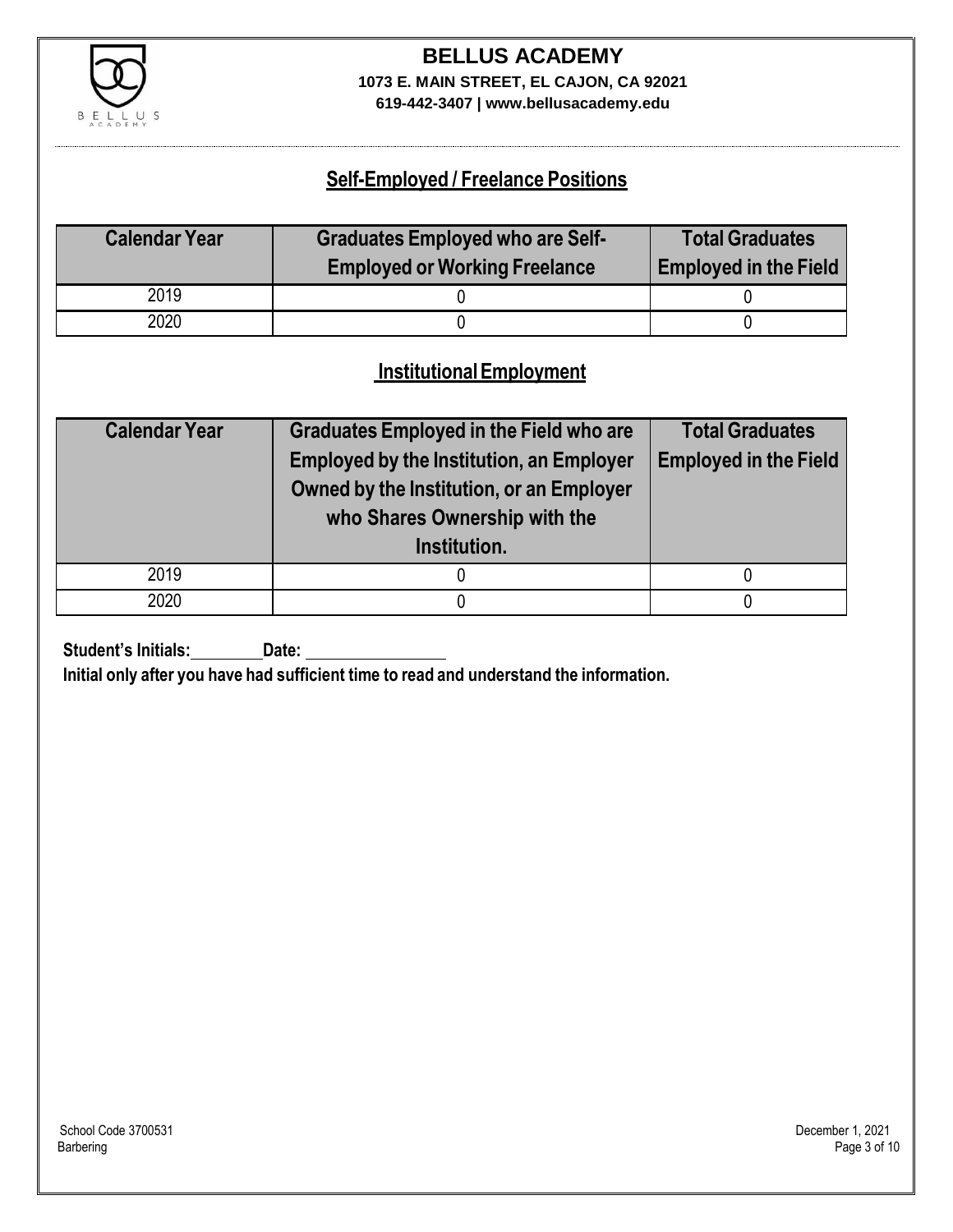## Self-Employed / Freelance Positions

| Calendar Year | Graduates Employed who are Self-Employed or Working Freelance | Total Graduates Employed in the Field |
|---|---|---|
| 2019 | 0 | 0 |
| 2020 | 0 | 0 |

## Institutional Employment

| Calendar Year | Graduates Employed in the Field who are Employed by the Institution, an Employer Owned by the Institution, or an Employer who Shares Ownership with the Institution. | Total Graduates Employed in the Field |
|---|---|---|
| 2019 | 0 | 0 |
| 2020 | 0 | 0 |

**Student's Initials:\_\_\_\_\_\_\_\_ Date: \_\_\_\_\_\_\_\_\_\_\_\_\_\_\_\_**

**Initial only after you have had sufficient time to read and understand the information.**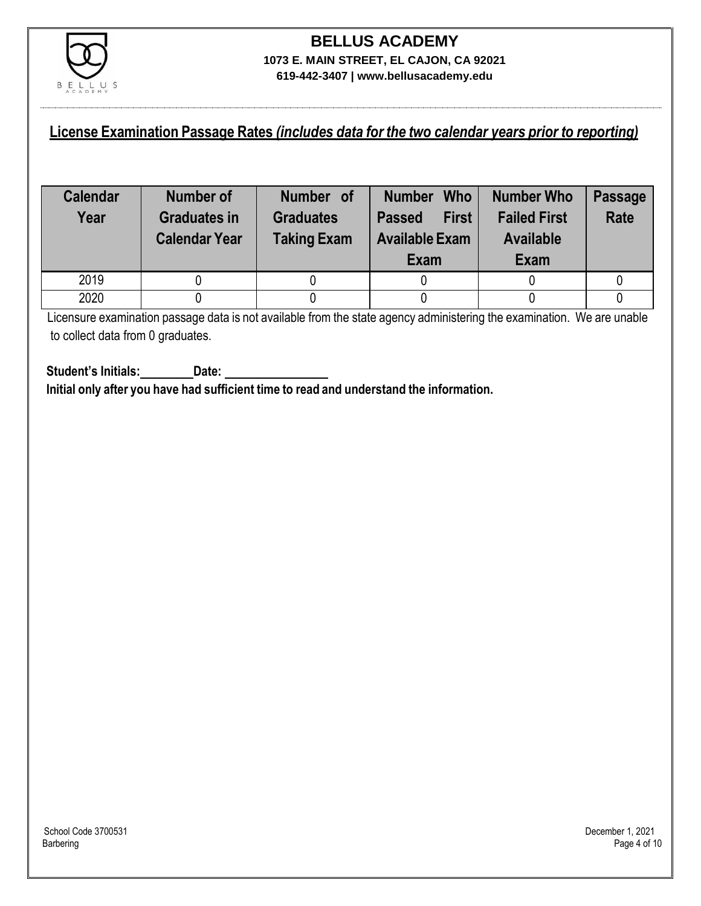**BELLUS ACADEMY**
**1073 E. MAIN STREET, EL CAJON, CA 92021**
**619-442-3407 | www.bellusacademy.edu**

## License Examination Passage Rates *(includes data for the two calendar years prior to reporting)*

| Calendar Year | Number of Graduates in Calendar Year | Number of Graduates Taking Exam | Number Who Passed First Available Exam | Number Who Failed First Available Exam | Passage Rate |
|---|---|---|---|---|---|
| 2019 | 0 | 0 | 0 | 0 | 0 |
| 2020 | 0 | 0 | 0 | 0 | 0 |

Licensure examination passage data is not available from the state agency administering the examination. We are unable to collect data from 0 graduates.

**Student's Initials:________ Date: ________________**

**Initial only after you have had sufficient time to read and understand the information.**

School Code 3700531
Barbering

December 1, 2021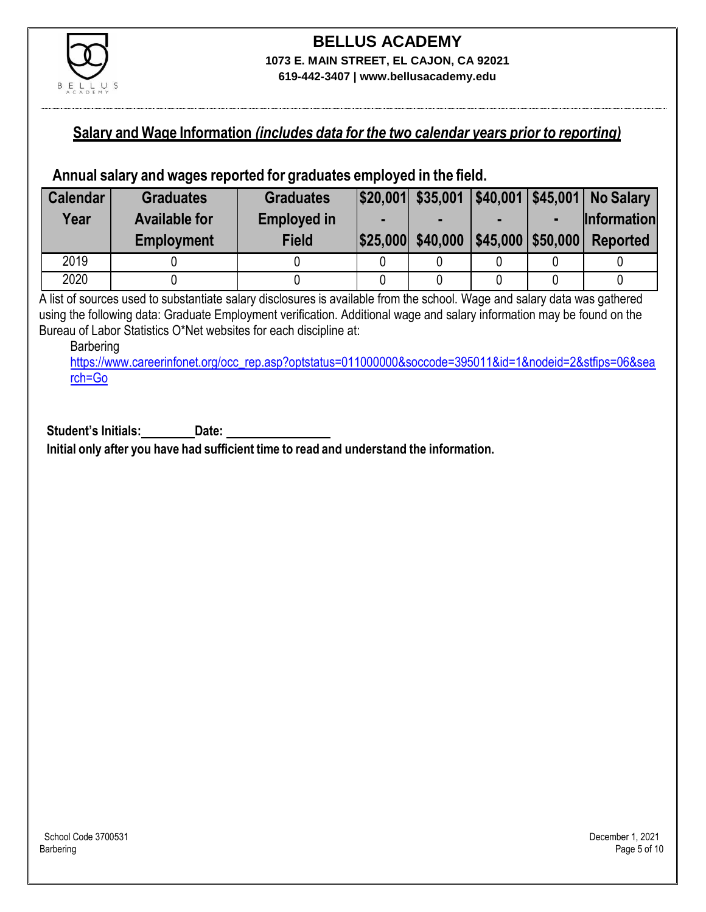# BELLUS ACADEMY

**1073 E. MAIN STREET, EL CAJON, CA 92021**

**619-442-3407 | www.bellusacademy.edu**

## Salary and Wage Information *(includes data for the two calendar years prior to reporting)*

### Annual salary and wages reported for graduates employed in the field.

| Calendar Year | Graduates Available for Employment | Graduates Employed in Field | \$20,001 - \$25,000 | \$35,001 - \$40,000 | \$40,001 - \$45,000 | \$45,001 - \$50,000 | No Salary Information Reported |
|---|---|---|---|---|---|---|---|
| 2019 | 0 | 0 | 0 | 0 | 0 | 0 | 0 |
| 2020 | 0 | 0 | 0 | 0 | 0 | 0 | 0 |

A list of sources used to substantiate salary disclosures is available from the school. Wage and salary data was gathered using the following data: Graduate Employment verification. Additional wage and salary information may be found on the Bureau of Labor Statistics O*Net websites for each discipline at:

Barbering
https://www.careerinfonet.org/occ_rep.asp?optstatus=011000000&soccode=395011&id=1&nodeid=2&stfips=06&search=Go

**Student's Initials:\_\_\_\_\_\_\_\_ Date: \_\_\_\_\_\_\_\_\_\_\_\_\_\_\_\_**

**Initial only after you have had sufficient time to read and understand the information.**

School Code 3700531
Barbering

December 1, 2021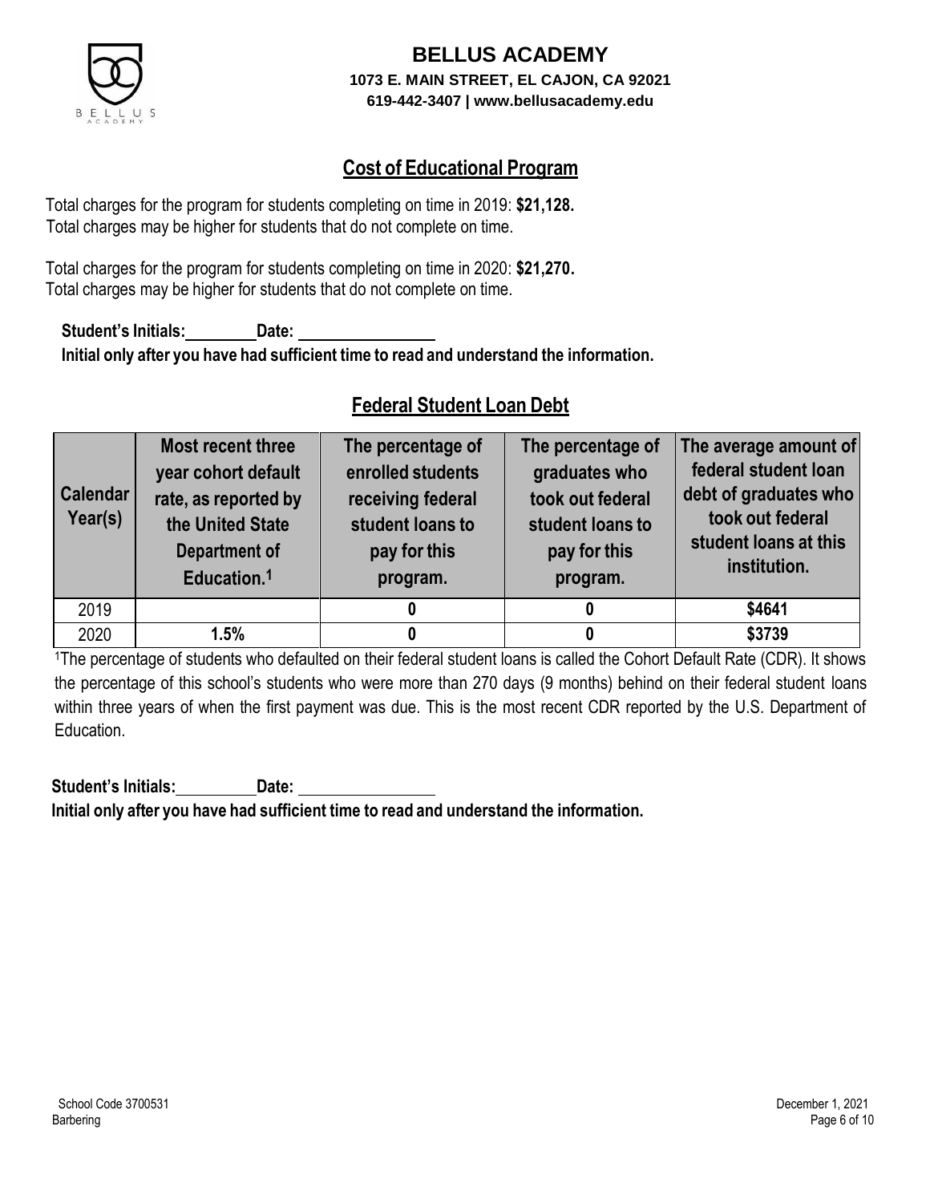# BELLUS ACADEMY

**1073 E. MAIN STREET, EL CAJON, CA 92021**
**619-442-3407 | www.bellusacademy.edu**

## Cost of Educational Program

Total charges for the program for students completing on time in 2019: **$21,128.**
Total charges may be higher for students that do not complete on time.

Total charges for the program for students completing on time in 2020: **$21,270.**
Total charges may be higher for students that do not complete on time.

**Student's Initials:\_\_\_\_\_\_\_\_ Date: \_\_\_\_\_\_\_\_\_\_\_\_\_\_\_\_**
**Initial only after you have had sufficient time to read and understand the information.**

## Federal Student Loan Debt

| Calendar Year(s) | Most recent three year cohort default rate, as reported by the United State Department of Education.[1] | The percentage of enrolled students receiving federal student loans to pay for this program. | The percentage of graduates who took out federal student loans to pay for this program. | The average amount of federal student loan debt of graduates who took out federal student loans at this institution. |
|---|---|---|---|---|
| 2019 | | **0** | **0** | **$4641** |
| 2020 | **1.5%** | **0** | **0** | **$3739** |

[1]The percentage of students who defaulted on their federal student loans is called the Cohort Default Rate (CDR). It shows the percentage of this school's students who were more than 270 days (9 months) behind on their federal student loans within three years of when the first payment was due. This is the most recent CDR reported by the U.S. Department of Education.

**Student's Initials:\_\_\_\_\_\_\_\_ Date: \_\_\_\_\_\_\_\_\_\_\_\_\_\_\_\_**
**Initial only after you have had sufficient time to read and understand the information.**

School Code 3700531
Barbering

December 1, 2021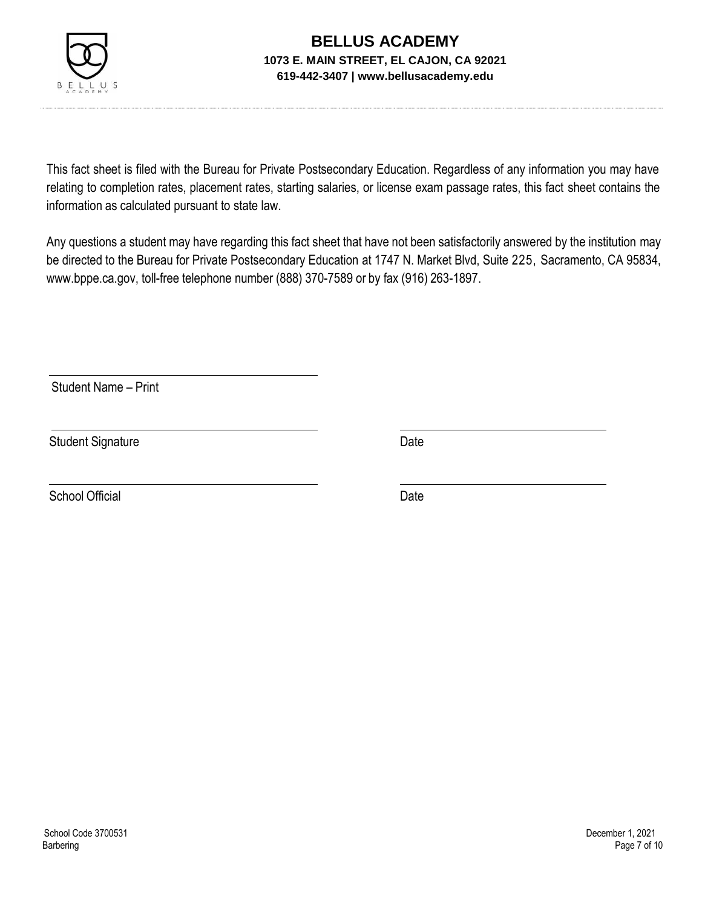# BELLUS ACADEMY

**1073 E. MAIN STREET, EL CAJON, CA 92021**
**619-442-3407 | www.bellusacademy.edu**

This fact sheet is filed with the Bureau for Private Postsecondary Education. Regardless of any information you may have relating to completion rates, placement rates, starting salaries, or license exam passage rates, this fact sheet contains the information as calculated pursuant to state law.

Any questions a student may have regarding this fact sheet that have not been satisfactorily answered by the institution may be directed to the Bureau for Private Postsecondary Education at 1747 N. Market Blvd, Suite 225, Sacramento, CA 95834, www.bppe.ca.gov, toll-free telephone number (888) 370-7589 or by fax (916) 263-1897.

\_\_\_\_\_\_\_\_\_\_\_\_\_\_\_\_\_\_\_\_\_\_\_\_\_\_\_\_\_\_\_\_\_\_\_\_
Student Name – Print

\_\_\_\_\_\_\_\_\_\_\_\_\_\_\_\_\_\_\_\_\_\_\_\_\_\_\_\_\_\_\_\_\_\_\_\_ \_\_\_\_\_\_\_\_\_\_\_\_\_\_\_\_\_\_\_\_\_\_\_\_\_\_
Student Signature Date

\_\_\_\_\_\_\_\_\_\_\_\_\_\_\_\_\_\_\_\_\_\_\_\_\_\_\_\_\_\_\_\_\_\_\_\_ \_\_\_\_\_\_\_\_\_\_\_\_\_\_\_\_\_\_\_\_\_\_\_\_\_\_
School Official Date

School Code 3700531
Barbering
December 1, 2021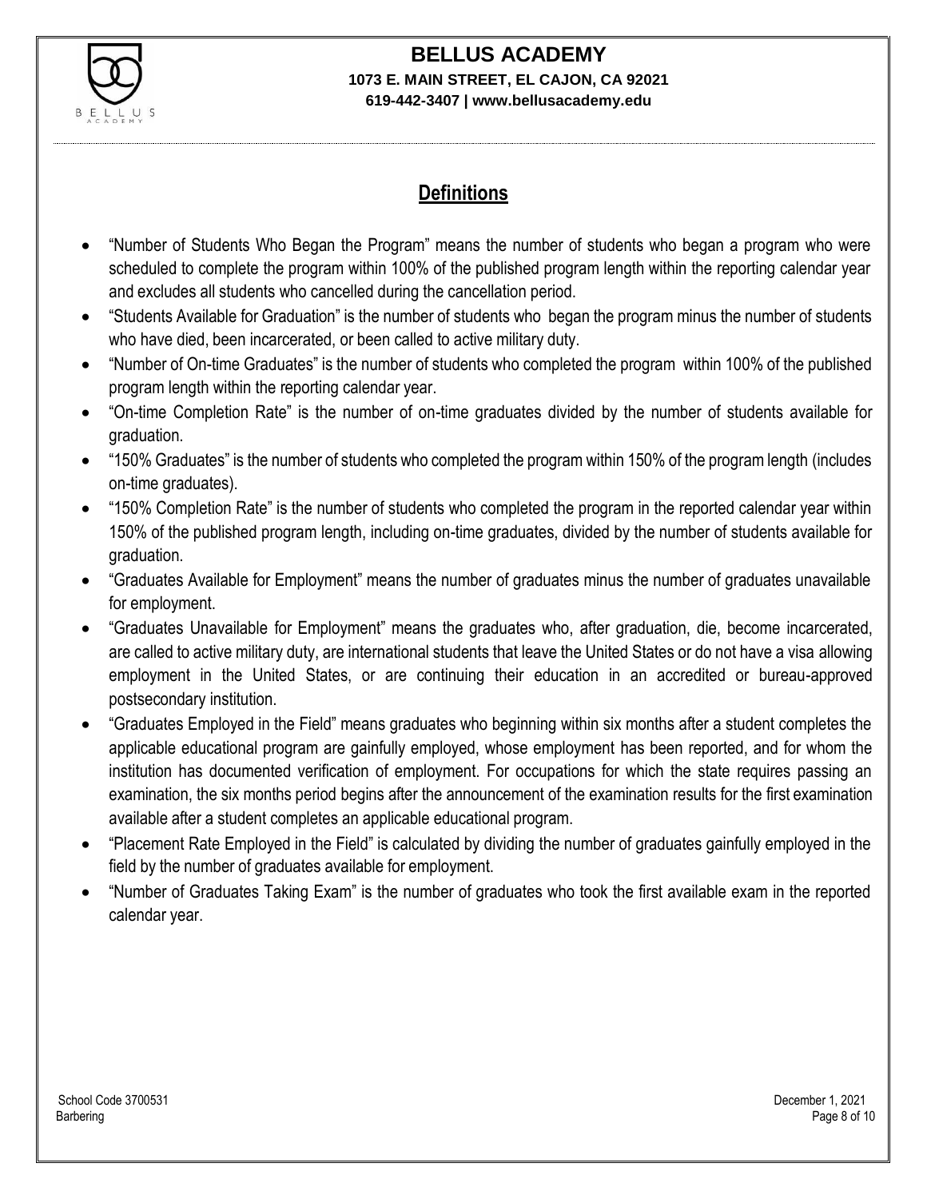## Definitions

- "Number of Students Who Began the Program" means the number of students who began a program who were scheduled to complete the program within 100% of the published program length within the reporting calendar year and excludes all students who cancelled during the cancellation period.
- "Students Available for Graduation" is the number of students who began the program minus the number of students who have died, been incarcerated, or been called to active military duty.
- "Number of On-time Graduates" is the number of students who completed the program within 100% of the published program length within the reporting calendar year.
- "On-time Completion Rate" is the number of on-time graduates divided by the number of students available for graduation.
- "150% Graduates" is the number of students who completed the program within 150% of the program length (includes on-time graduates).
- "150% Completion Rate" is the number of students who completed the program in the reported calendar year within 150% of the published program length, including on-time graduates, divided by the number of students available for graduation.
- "Graduates Available for Employment" means the number of graduates minus the number of graduates unavailable for employment.
- "Graduates Unavailable for Employment" means the graduates who, after graduation, die, become incarcerated, are called to active military duty, are international students that leave the United States or do not have a visa allowing employment in the United States, or are continuing their education in an accredited or bureau-approved postsecondary institution.
- "Graduates Employed in the Field" means graduates who beginning within six months after a student completes the applicable educational program are gainfully employed, whose employment has been reported, and for whom the institution has documented verification of employment. For occupations for which the state requires passing an examination, the six months period begins after the announcement of the examination results for the first examination available after a student completes an applicable educational program.
- "Placement Rate Employed in the Field" is calculated by dividing the number of graduates gainfully employed in the field by the number of graduates available for employment.
- "Number of Graduates Taking Exam" is the number of graduates who took the first available exam in the reported calendar year.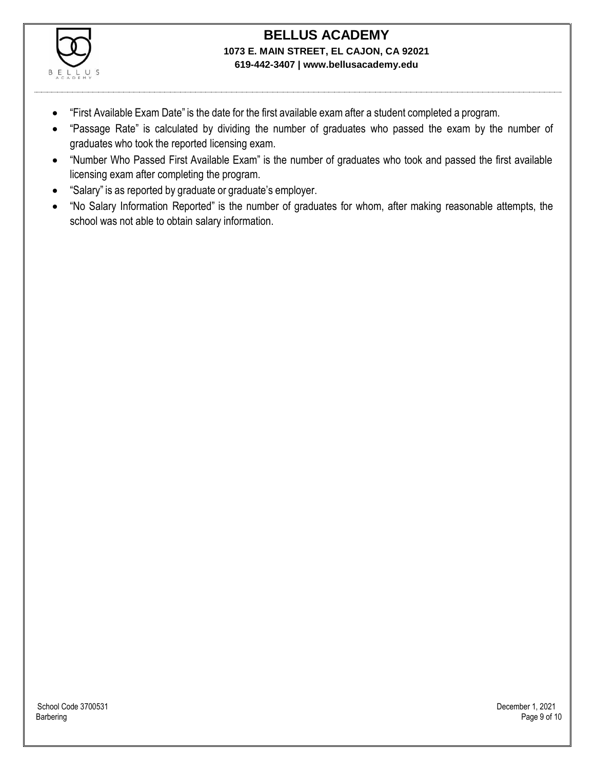- "First Available Exam Date" is the date for the first available exam after a student completed a program.
- "Passage Rate" is calculated by dividing the number of graduates who passed the exam by the number of graduates who took the reported licensing exam.
- "Number Who Passed First Available Exam" is the number of graduates who took and passed the first available licensing exam after completing the program.
- "Salary" is as reported by graduate or graduate's employer.
- "No Salary Information Reported" is the number of graduates for whom, after making reasonable attempts, the school was not able to obtain salary information.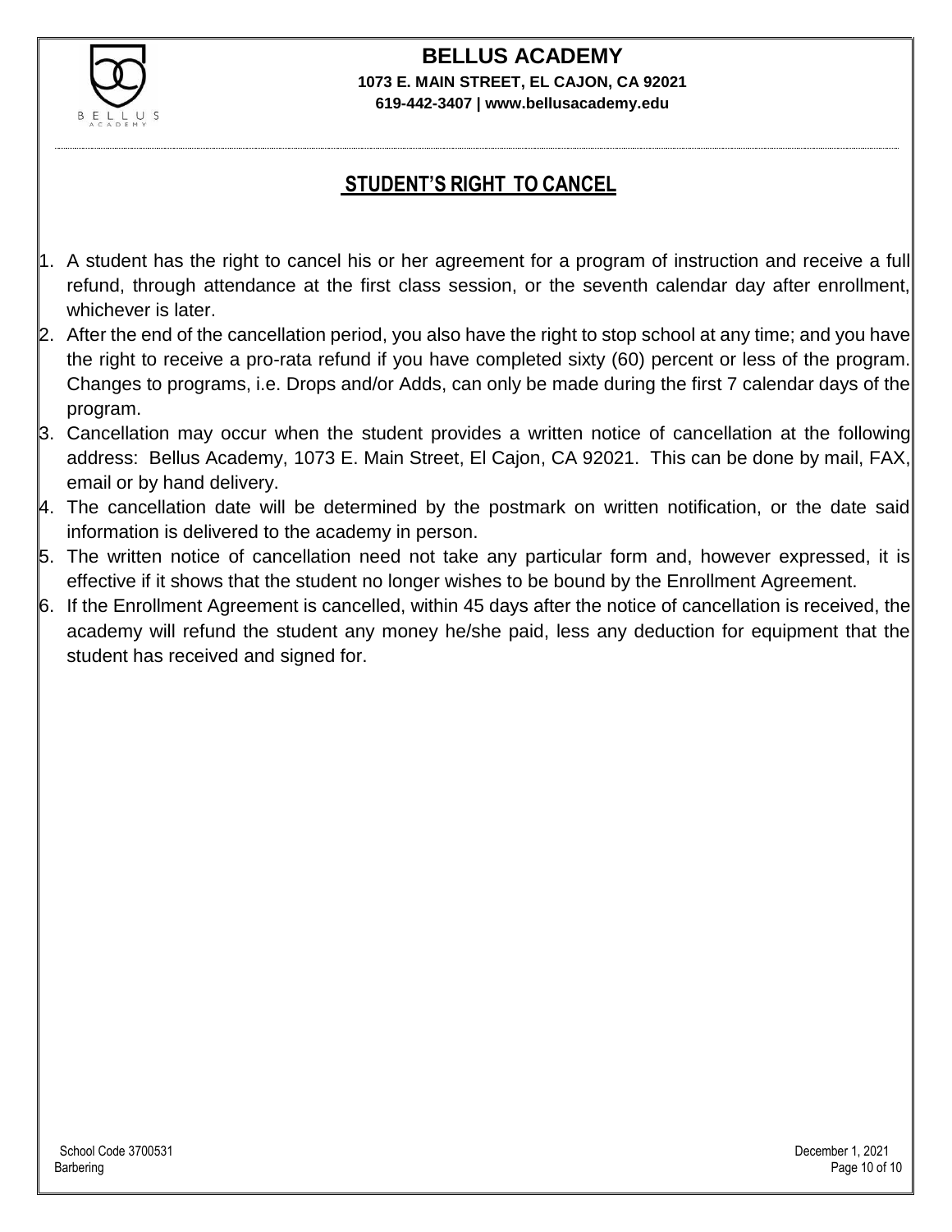# BELLUS ACADEMY

**1073 E. MAIN STREET, EL CAJON, CA 92021**

**619-442-3407 | www.bellusacademy.edu**

## STUDENT'S RIGHT TO CANCEL

1. A student has the right to cancel his or her agreement for a program of instruction and receive a full refund, through attendance at the first class session, or the seventh calendar day after enrollment, whichever is later.
2. After the end of the cancellation period, you also have the right to stop school at any time; and you have the right to receive a pro-rata refund if you have completed sixty (60) percent or less of the program. Changes to programs, i.e. Drops and/or Adds, can only be made during the first 7 calendar days of the program.
3. Cancellation may occur when the student provides a written notice of cancellation at the following address: Bellus Academy, 1073 E. Main Street, El Cajon, CA 92021. This can be done by mail, FAX, email or by hand delivery.
4. The cancellation date will be determined by the postmark on written notification, or the date said information is delivered to the academy in person.
5. The written notice of cancellation need not take any particular form and, however expressed, it is effective if it shows that the student no longer wishes to be bound by the Enrollment Agreement.
6. If the Enrollment Agreement is cancelled, within 45 days after the notice of cancellation is received, the academy will refund the student any money he/she paid, less any deduction for equipment that the student has received and signed for.